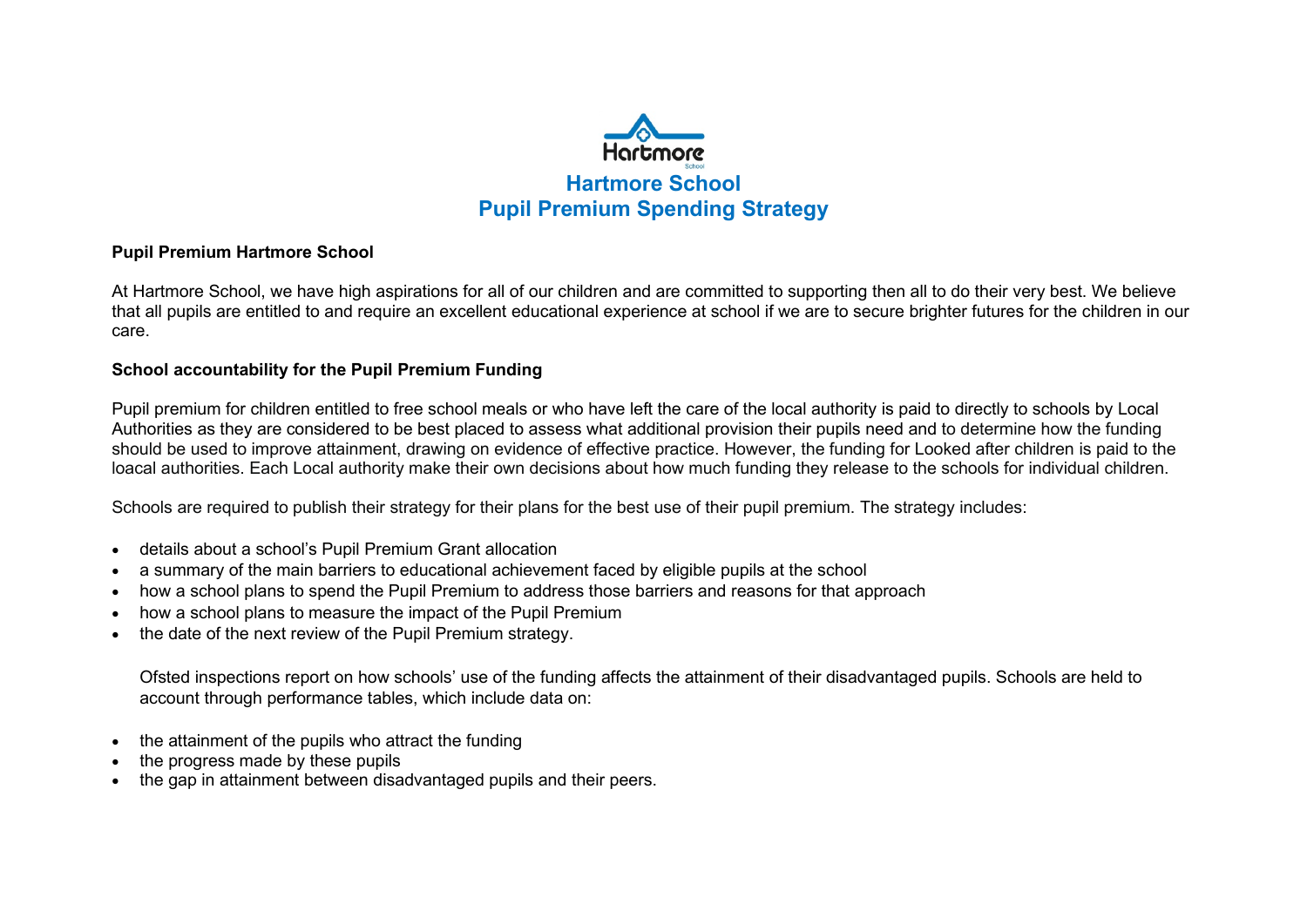# Hartmore School
# Pupil Premium Spending Strategy

**Pupil Premium Hartmore School**

At Hartmore School, we have high aspirations for all of our children and are committed to supporting then all to do their very best. We believe that all pupils are entitled to and require an excellent educational experience at school if we are to secure brighter futures for the children in our care.

**School accountability for the Pupil Premium Funding**

Pupil premium for children entitled to free school meals or who have left the care of the local authority is paid to directly to schools by Local Authorities as they are considered to be best placed to assess what additional provision their pupils need and to determine how the funding should be used to improve attainment, drawing on evidence of effective practice. However, the funding for Looked after children is paid to the loacal authorities. Each Local authority make their own decisions about how much funding they release to the schools for individual children.

Schools are required to publish their strategy for their plans for the best use of their pupil premium. The strategy includes:

- details about a school's Pupil Premium Grant allocation
- a summary of the main barriers to educational achievement faced by eligible pupils at the school
- how a school plans to spend the Pupil Premium to address those barriers and reasons for that approach
- how a school plans to measure the impact of the Pupil Premium
- the date of the next review of the Pupil Premium strategy.

Ofsted inspections report on how schools' use of the funding affects the attainment of their disadvantaged pupils. Schools are held to account through performance tables, which include data on:

- the attainment of the pupils who attract the funding
- the progress made by these pupils
- the gap in attainment between disadvantaged pupils and their peers.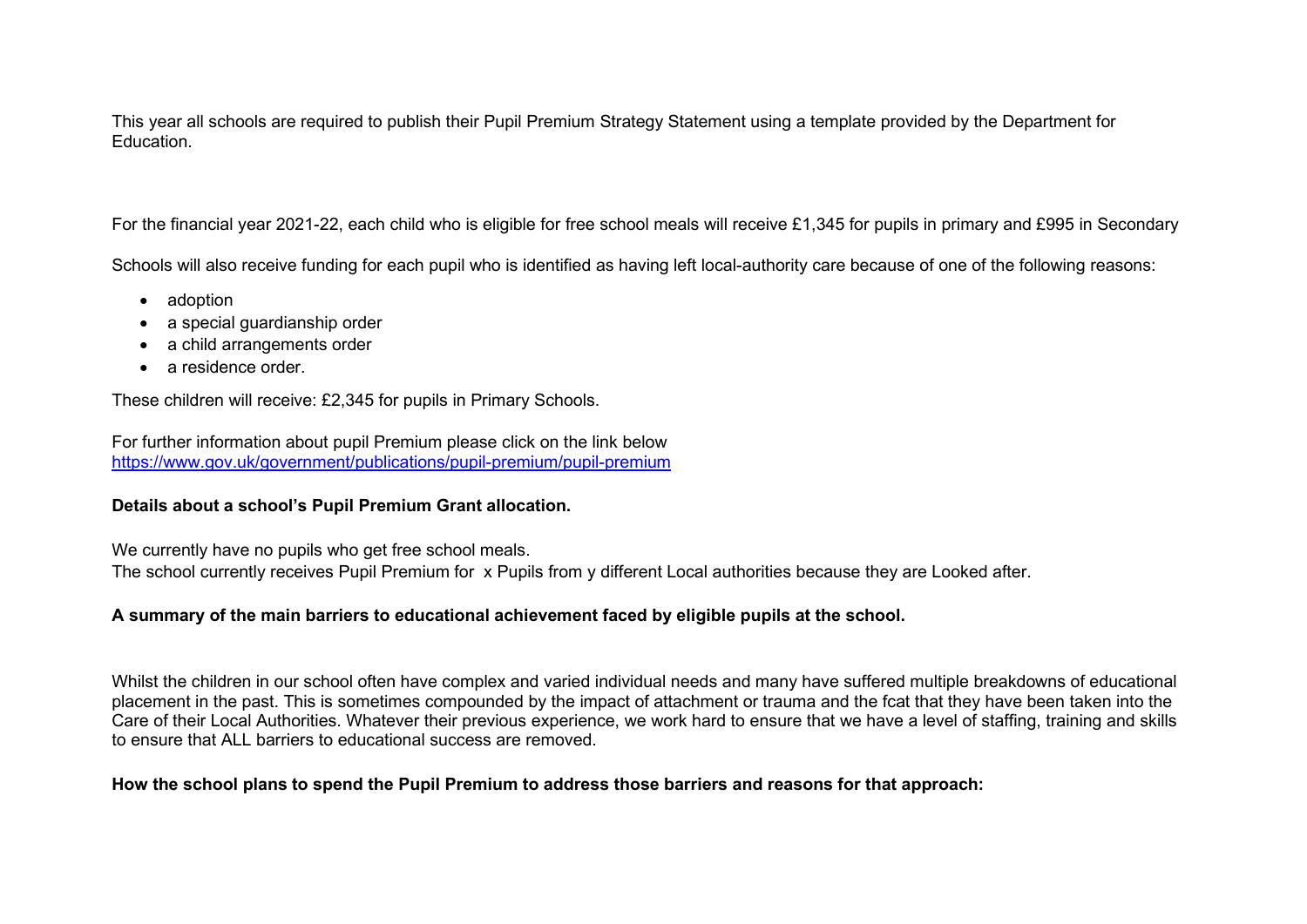This year all schools are required to publish their Pupil Premium Strategy Statement using a template provided by the Department for Education.

For the financial year 2021-22, each child who is eligible for free school meals will receive £1,345 for pupils in primary and £995 in Secondary

Schools will also receive funding for each pupil who is identified as having left local-authority care because of one of the following reasons:

- adoption
- a special guardianship order
- a child arrangements order
- a residence order.

These children will receive: £2,345 for pupils in Primary Schools.

For further information about pupil Premium please click on the link below
https://www.gov.uk/government/publications/pupil-premium/pupil-premium

**Details about a school's Pupil Premium Grant allocation.**

We currently have no pupils who get free school meals.
The school currently receives Pupil Premium for x Pupils from y different Local authorities because they are Looked after.

**A summary of the main barriers to educational achievement faced by eligible pupils at the school.**

Whilst the children in our school often have complex and varied individual needs and many have suffered multiple breakdowns of educational placement in the past. This is sometimes compounded by the impact of attachment or trauma and the fcat that they have been taken into the Care of their Local Authorities. Whatever their previous experience, we work hard to ensure that we have a level of staffing, training and skills to ensure that ALL barriers to educational success are removed.

**How the school plans to spend the Pupil Premium to address those barriers and reasons for that approach:**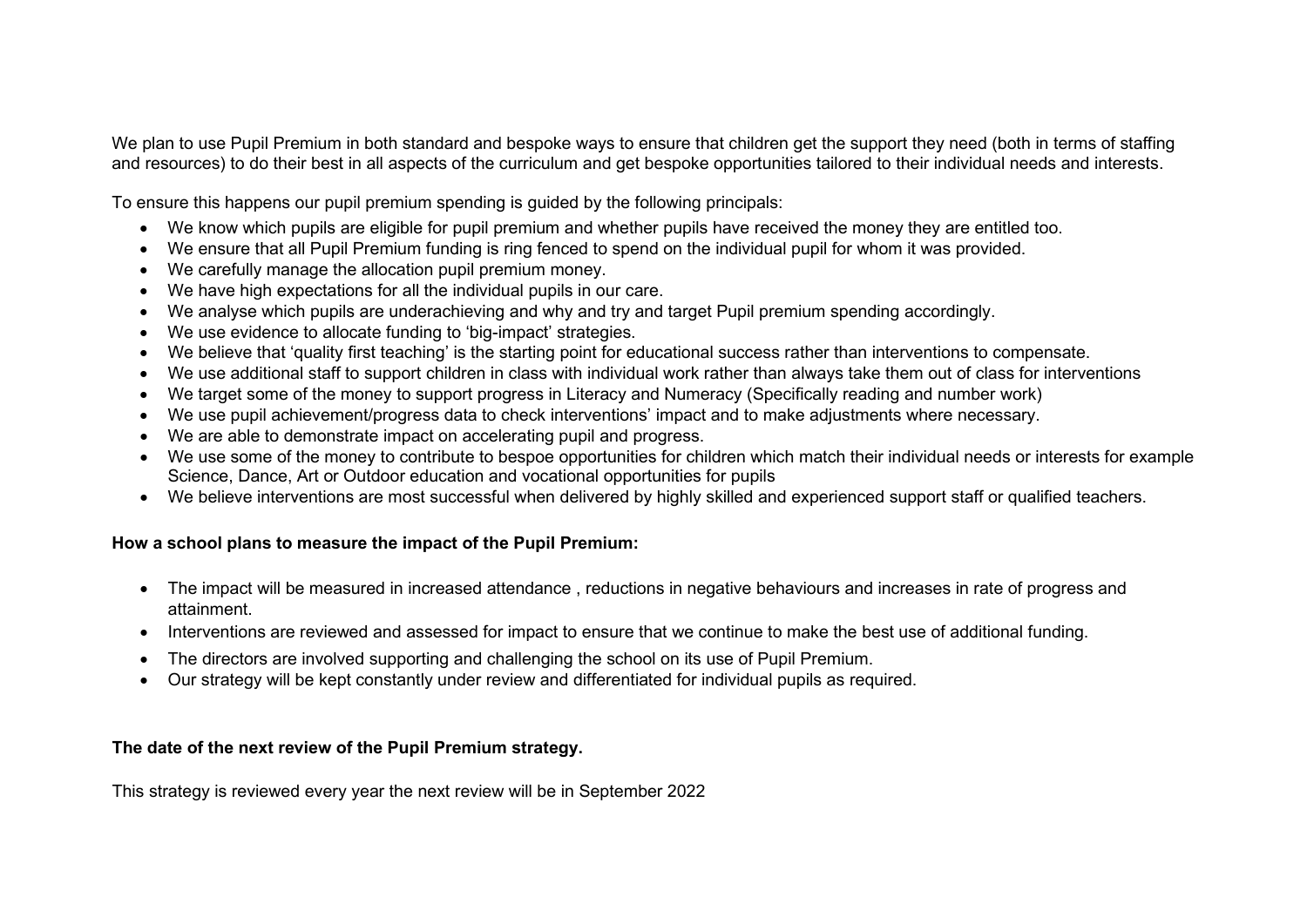We plan to use Pupil Premium in both standard and bespoke ways to ensure that children get the support they need (both in terms of staffing and resources) to do their best in all aspects of the curriculum and get bespoke opportunities tailored to their individual needs and interests.

To ensure this happens our pupil premium spending is guided by the following principals:

- We know which pupils are eligible for pupil premium and whether pupils have received the money they are entitled too.
- We ensure that all Pupil Premium funding is ring fenced to spend on the individual pupil for whom it was provided.
- We carefully manage the allocation pupil premium money.
- We have high expectations for all the individual pupils in our care.
- We analyse which pupils are underachieving and why and try and target Pupil premium spending accordingly.
- We use evidence to allocate funding to 'big-impact' strategies.
- We believe that 'quality first teaching' is the starting point for educational success rather than interventions to compensate.
- We use additional staff to support children in class with individual work rather than always take them out of class for interventions
- We target some of the money to support progress in Literacy and Numeracy (Specifically reading and number work)
- We use pupil achievement/progress data to check interventions' impact and to make adjustments where necessary.
- We are able to demonstrate impact on accelerating pupil and progress.
- We use some of the money to contribute to bespoe opportunities for children which match their individual needs or interests for example Science, Dance, Art or Outdoor education and vocational opportunities for pupils
- We believe interventions are most successful when delivered by highly skilled and experienced support staff or qualified teachers.

**How a school plans to measure the impact of the Pupil Premium:**

- The impact will be measured in increased attendance , reductions in negative behaviours and increases in rate of progress and attainment.
- Interventions are reviewed and assessed for impact to ensure that we continue to make the best use of additional funding.
- The directors are involved supporting and challenging the school on its use of Pupil Premium.
- Our strategy will be kept constantly under review and differentiated for individual pupils as required.

**The date of the next review of the Pupil Premium strategy.**

This strategy is reviewed every year the next review will be in September 2022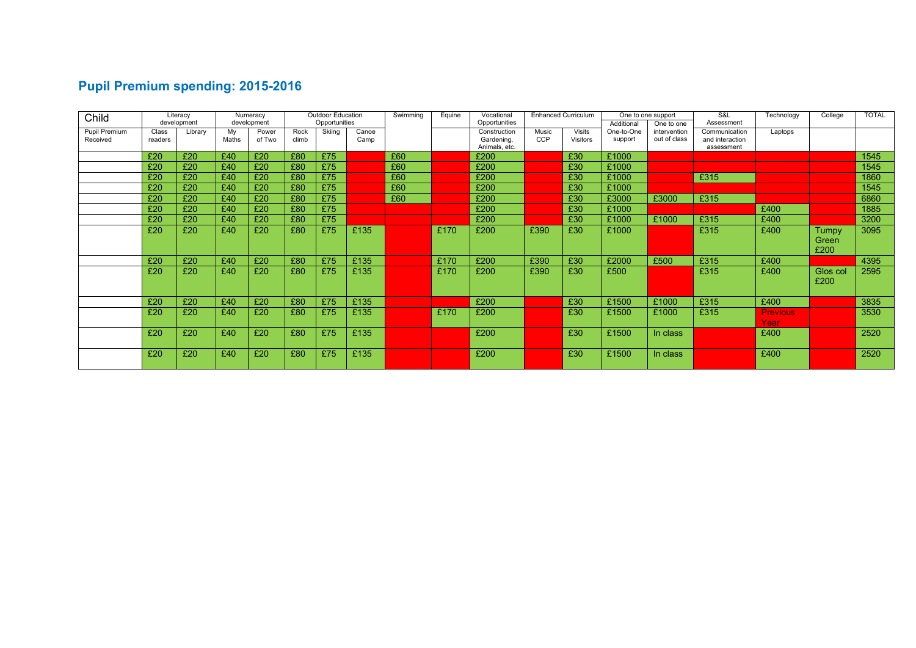## Pupil Premium spending: 2015-2016

| Child | Literacy development | | Numeracy development | | Outdoor Education Opportunities | | | Swimming | Equine | Vocational Opportunities | Enhanced Curriculum | | One to one support | | S&L Assessment | Technology | College | TOTAL |
|---|---|---|---|---|---|---|---|---|---|---|---|---|---|---|---|---|---|---|
| Pupil Premium Received | Class readers | Library | My Maths | Power of Two | Rock climb | Skiing | Canoe Camp | | | Construction Gardening, Animals, etc. | Music CCP | Visits Visitors | Additional One-to-One support | One to one intervention out of class | Communication and interaction assessment | Laptops | | |
| | £20 | £20 | £40 | £20 | £80 | £75 | | £60 | | £200 | | £30 | £1000 | | | | | 1545 |
| | £20 | £20 | £40 | £20 | £80 | £75 | | £60 | | £200 | | £30 | £1000 | | | | | 1545 |
| | £20 | £20 | £40 | £20 | £80 | £75 | | £60 | | £200 | | £30 | £1000 | | £315 | | | 1860 |
| | £20 | £20 | £40 | £20 | £80 | £75 | | £60 | | £200 | | £30 | £1000 | | | | | 1545 |
| | £20 | £20 | £40 | £20 | £80 | £75 | | £60 | | £200 | | £30 | £3000 | £3000 | £315 | | | 6860 |
| | £20 | £20 | £40 | £20 | £80 | £75 | | | | £200 | | £30 | £1000 | | | £400 | | 1885 |
| | £20 | £20 | £40 | £20 | £80 | £75 | | | | £200 | | £30 | £1000 | £1000 | £315 | £400 | | 3200 |
| | £20 | £20 | £40 | £20 | £80 | £75 | £135 | | £170 | £200 | £390 | £30 | £1000 | | £315 | £400 | Tumpy Green £200 | 3095 |
| | £20 | £20 | £40 | £20 | £80 | £75 | £135 | | £170 | £200 | £390 | £30 | £2000 | £500 | £315 | £400 | | 4395 |
| | £20 | £20 | £40 | £20 | £80 | £75 | £135 | | £170 | £200 | £390 | £30 | £500 | | £315 | £400 | Glos col £200 | 2595 |
| | £20 | £20 | £40 | £20 | £80 | £75 | £135 | | | £200 | | £30 | £1500 | £1000 | £315 | £400 | | 3835 |
| | £20 | £20 | £40 | £20 | £80 | £75 | £135 | | £170 | £200 | | £30 | £1500 | £1000 | £315 | Previous Year | | 3530 |
| | £20 | £20 | £40 | £20 | £80 | £75 | £135 | | | £200 | | £30 | £1500 | In class | | £400 | | 2520 |
| | £20 | £20 | £40 | £20 | £80 | £75 | £135 | | | £200 | | £30 | £1500 | In class | | £400 | | 2520 |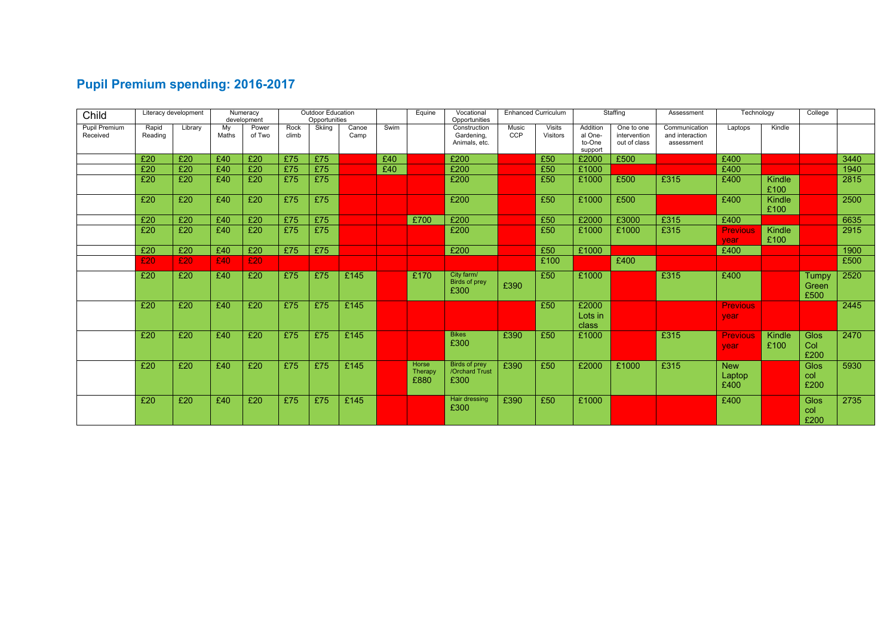## Pupil Premium spending: 2016-2017

| Child | Literacy development | | Numeracy development | | Outdoor Education Opportunities | | | | Equine | Vocational Opportunities | Enhanced Curriculum | | Staffing | | Assessment | Technology | | College | |
|---|---|---|---|---|---|---|---|---|---|---|---|---|---|---|---|---|---|---|---|
| Pupil Premium Received | Rapid Reading | Library | My Maths | Power of Two | Rock climb | Skiing | Canoe Camp | Swim | | Construction Gardening, Animals, etc. | Music CCP | Visits Visitors | Additional One-to-One support | One to one intervention out of class | Communication and interaction assessment | Laptops | Kindle | | |
| | £20 | £20 | £40 | £20 | £75 | £75 | | £40 | | £200 | | £50 | £2000 | £500 | | £400 | | | 3440 |
| | £20 | £20 | £40 | £20 | £75 | £75 | | £40 | | £200 | | £50 | £1000 | | | £400 | | | 1940 |
| | £20 | £20 | £40 | £20 | £75 | £75 | | | | £200 | | £50 | £1000 | £500 | £315 | £400 | Kindle £100 | | 2815 |
| | £20 | £20 | £40 | £20 | £75 | £75 | | | | £200 | | £50 | £1000 | £500 | | £400 | Kindle £100 | | 2500 |
| | £20 | £20 | £40 | £20 | £75 | £75 | | | £700 | £200 | | £50 | £2000 | £3000 | £315 | £400 | | | 6635 |
| | £20 | £20 | £40 | £20 | £75 | £75 | | | | £200 | | £50 | £1000 | £1000 | £315 | Previous year | Kindle £100 | | 2915 |
| | £20 | £20 | £40 | £20 | £75 | £75 | | | | £200 | | £50 | £1000 | | | £400 | | | 1900 |
| | £20 | £20 | £40 | £20 | | | | | | | | £100 | | £400 | | | | | £500 |
| | £20 | £20 | £40 | £20 | £75 | £75 | £145 | | £170 | City farm/ Birds of prey £300 | £390 | £50 | £1000 | | £315 | £400 | | Tumpy Green £500 | 2520 |
| | £20 | £20 | £40 | £20 | £75 | £75 | £145 | | | | | £50 | £2000 Lots in class | | | Previous year | | | 2445 |
| | £20 | £20 | £40 | £20 | £75 | £75 | £145 | | | Bikes £300 | £390 | £50 | £1000 | | £315 | Previous year | Kindle £100 | Glos Col £200 | 2470 |
| | £20 | £20 | £40 | £20 | £75 | £75 | £145 | | Horse Therapy £880 | Birds of prey /Orchard Trust £300 | £390 | £50 | £2000 | £1000 | £315 | New Laptop £400 | | Glos col £200 | 5930 |
| | £20 | £20 | £40 | £20 | £75 | £75 | £145 | | | Hair dressing £300 | £390 | £50 | £1000 | | | £400 | | Glos col £200 | 2735 |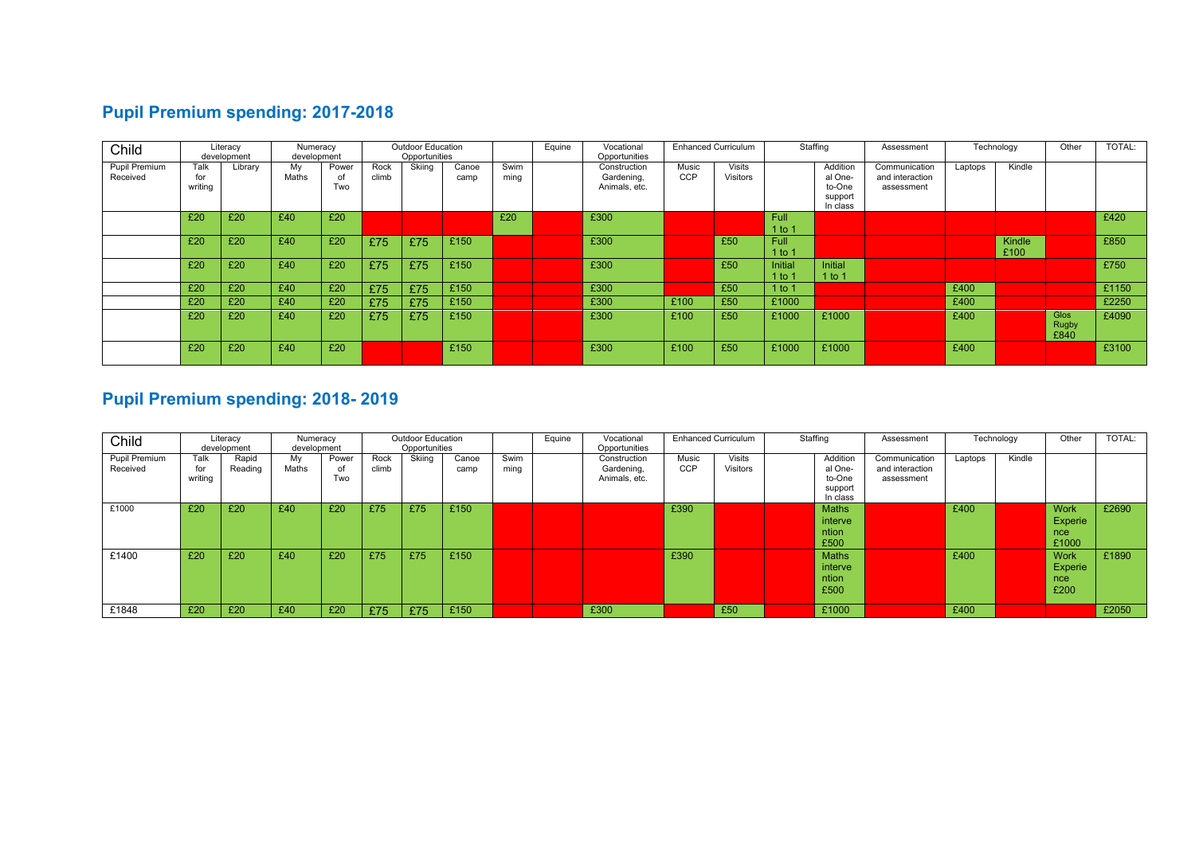## Pupil Premium spending: 2017-2018

| Child | Literacy development | | Numeracy development | | Outdoor Education Opportunities | | | | Equine | Vocational Opportunities | Enhanced Curriculum | | Staffing | | Assessment | Technology | | Other | TOTAL: |
|---|---|---|---|---|---|---|---|---|---|---|---|---|---|---|---|---|---|---|---|
| Pupil Premium Received | Talk for writing | Library | My Maths | Power of Two | Rock climb | Skiing | Canoe camp | Swim ming | | Construction Gardening, Animals, etc. | Music CCP | Visits Visitors | | Additional One-to-One support In class | Communication and interaction assessment | Laptops | Kindle | | |
| | £20 | £20 | £40 | £20 | | | | £20 | | £300 | | | Full 1 to 1 | | | | | | £420 |
| | £20 | £20 | £40 | £20 | £75 | £75 | £150 | | | £300 | | £50 | Full 1 to 1 | | | | Kindle £100 | | £850 |
| | £20 | £20 | £40 | £20 | £75 | £75 | £150 | | | £300 | | £50 | Initial 1 to 1 | Initial 1 to 1 | | | | | £750 |
| | £20 | £20 | £40 | £20 | £75 | £75 | £150 | | | £300 | | £50 | 1 to 1 | | | £400 | | | £1150 |
| | £20 | £20 | £40 | £20 | £75 | £75 | £150 | | | £300 | £100 | £50 | £1000 | | | £400 | | | £2250 |
| | £20 | £20 | £40 | £20 | £75 | £75 | £150 | | | £300 | £100 | £50 | £1000 | £1000 | | £400 | | Glos Rugby £840 | £4090 |
| | £20 | £20 | £40 | £20 | | | £150 | | | £300 | £100 | £50 | £1000 | £1000 | | £400 | | | £3100 |

## Pupil Premium spending: 2018- 2019

| Child | Literacy development | | Numeracy development | | Outdoor Education Opportunities | | | | Equine | Vocational Opportunities | Enhanced Curriculum | | Staffing | | Assessment | Technology | | Other | TOTAL: |
|---|---|---|---|---|---|---|---|---|---|---|---|---|---|---|---|---|---|---|---|
| Pupil Premium Received | Talk for writing | Rapid Reading | My Maths | Power of Two | Rock climb | Skiing | Canoe camp | Swim ming | | Construction Gardening, Animals, etc. | Music CCP | Visits Visitors | | Additional One-to-One support In class | Communication and interaction assessment | Laptops | Kindle | | |
| £1000 | £20 | £20 | £40 | £20 | £75 | £75 | £150 | | | | £390 | | | Maths intervention £500 | | £400 | | Work Experience £1000 | £2690 |
| £1400 | £20 | £20 | £40 | £20 | £75 | £75 | £150 | | | | £390 | | | Maths intervention £500 | | £400 | | Work Experience £200 | £1890 |
| £1848 | £20 | £20 | £40 | £20 | £75 | £75 | £150 | | | £300 | | £50 | | £1000 | | £400 | | | £2050 |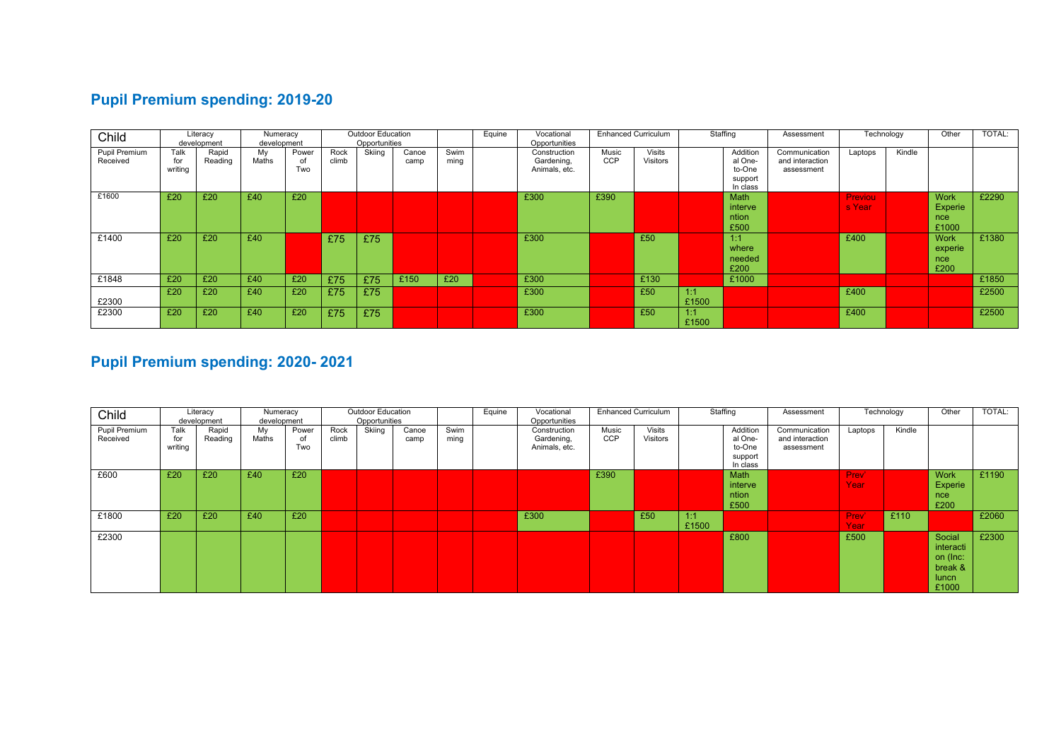## Pupil Premium spending: 2019-20

| Child | Literacy development | | Numeracy development | | Outdoor Education Opportunities | | | | Equine | Vocational Opportunities | Enhanced Curriculum | | Staffing | | Assessment | Technology | | Other | TOTAL: |
|---|---|---|---|---|---|---|---|---|---|---|---|---|---|---|---|---|---|---|---|
| Pupil Premium Received | Talk for writing | Rapid Reading | My Maths | Power of Two | Rock climb | Skiing | Canoe camp | Swimming | | Construction Gardening, Animals, etc. | Music CCP | Visits Visitors | | Additional One-to-One support In class | Communication and interaction assessment | Laptops | Kindle | | |
| £1600 | £20 | £20 | £40 | £20 | | | | | | £300 | £390 | | | Math intervention £500 | | Previous Year | | Work Experience £1000 | £2290 |
| £1400 | £20 | £20 | £40 | | £75 | £75 | | | | £300 | | £50 | | 1:1 where needed £200 | | £400 | | Work experience £200 | £1380 |
| £1848 | £20 | £20 | £40 | £20 | £75 | £75 | £150 | £20 | | £300 | | £130 | | £1000 | | | | | £1850 |
| £2300 | £20 | £20 | £40 | £20 | £75 | £75 | | | | £300 | | £50 | 1:1 £1500 | | | £400 | | | £2500 |
| £2300 | £20 | £20 | £40 | £20 | £75 | £75 | | | | £300 | | £50 | 1:1 £1500 | | | £400 | | | £2500 |

## Pupil Premium spending: 2020- 2021

| Child | Literacy development | | Numeracy development | | Outdoor Education Opportunities | | | | Equine | Vocational Opportunities | Enhanced Curriculum | | Staffing | | Assessment | Technology | | Other | TOTAL: |
|---|---|---|---|---|---|---|---|---|---|---|---|---|---|---|---|---|---|---|---|
| Pupil Premium Received | Talk for writing | Rapid Reading | My Maths | Power of Two | Rock climb | Skiing | Canoe camp | Swimming | | Construction Gardening, Animals, etc. | Music CCP | Visits Visitors | | Additional One-to-One support In class | Communication and interaction assessment | Laptops | Kindle | | |
| £600 | £20 | £20 | £40 | £20 | | | | | | | £390 | | | Math intervention £500 | | Prev' Year | | Work Experience £200 | £1190 |
| £1800 | £20 | £20 | £40 | £20 | | | | | | £300 | | £50 | 1:1 £1500 | | | Prev' Year | £110 | | £2060 |
| £2300 | | | | | | | | | | | | | | £800 | | £500 | | Social interaction (Inc: break & lucnh £1000 | £2300 |